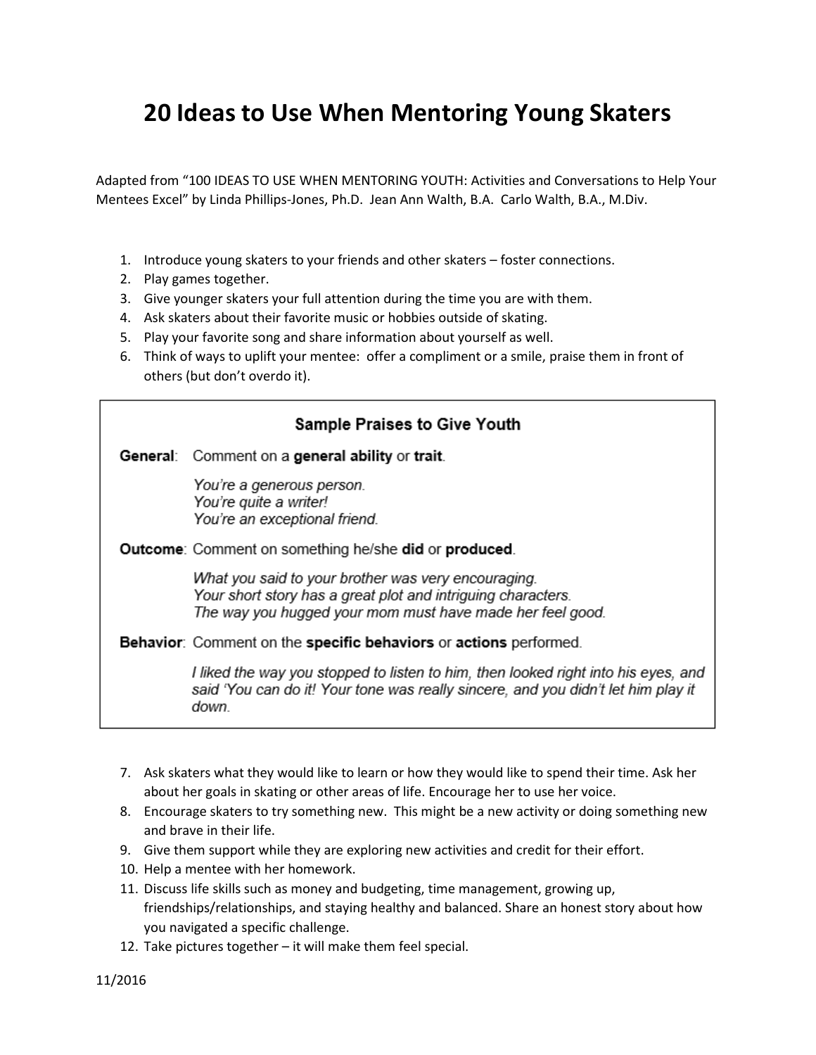# 20 Ideas to Use When Mentoring Young Skaters

Adapted from "100 IDEAS TO USE WHEN MENTORING YOUTH: Activities and Conversations to Help Your Mentees Excel" by Linda Phillips-Jones, Ph.D. Jean Ann Walth, B.A. Carlo Walth, B.A., M.Div.

1. Introduce young skaters to your friends and other skaters – foster connections.
2. Play games together.
3. Give younger skaters your full attention during the time you are with them.
4. Ask skaters about their favorite music or hobbies outside of skating.
5. Play your favorite song and share information about yourself as well.
6. Think of ways to uplift your mentee: offer a compliment or a smile, praise them in front of others (but don't overdo it).

> **Sample Praises to Give Youth**
>
> **General**: Comment on a **general ability** or **trait**.
>
> *You're a generous person.*
> *You're quite a writer!*
> *You're an exceptional friend.*
>
> **Outcome**: Comment on something he/she **did** or **produced**.
>
> *What you said to your brother was very encouraging.*
> *Your short story has a great plot and intriguing characters.*
> *The way you hugged your mom must have made her feel good.*
>
> **Behavior**: Comment on the **specific behaviors** or **actions** performed.
>
> *I liked the way you stopped to listen to him, then looked right into his eyes, and said 'You can do it! Your tone was really sincere, and you didn't let him play it down.*

7. Ask skaters what they would like to learn or how they would like to spend their time. Ask her about her goals in skating or other areas of life. Encourage her to use her voice.
8. Encourage skaters to try something new. This might be a new activity or doing something new and brave in their life.
9. Give them support while they are exploring new activities and credit for their effort.
10. Help a mentee with her homework.
11. Discuss life skills such as money and budgeting, time management, growing up, friendships/relationships, and staying healthy and balanced. Share an honest story about how you navigated a specific challenge.
12. Take pictures together – it will make them feel special.

11/2016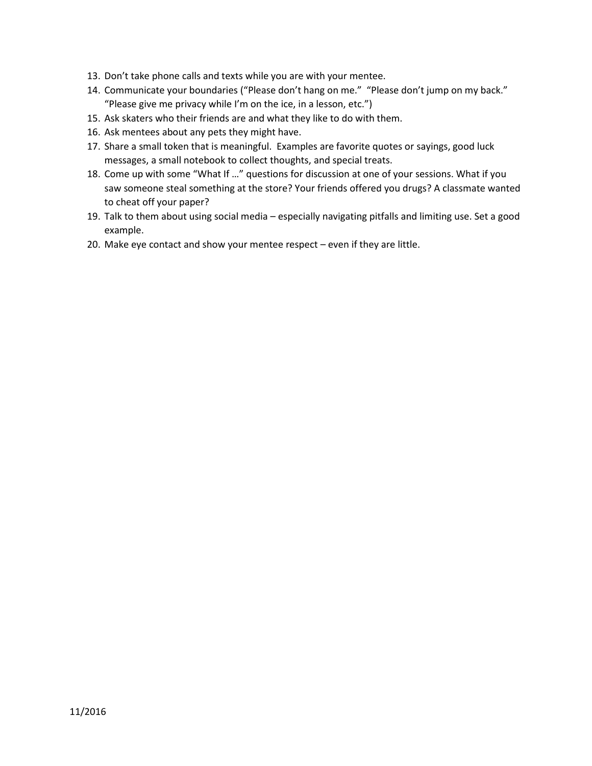13. Don't take phone calls and texts while you are with your mentee.
14. Communicate your boundaries ("Please don't hang on me." "Please don't jump on my back." "Please give me privacy while I'm on the ice, in a lesson, etc.")
15. Ask skaters who their friends are and what they like to do with them.
16. Ask mentees about any pets they might have.
17. Share a small token that is meaningful. Examples are favorite quotes or sayings, good luck messages, a small notebook to collect thoughts, and special treats.
18. Come up with some "What If …" questions for discussion at one of your sessions. What if you saw someone steal something at the store? Your friends offered you drugs? A classmate wanted to cheat off your paper?
19. Talk to them about using social media – especially navigating pitfalls and limiting use. Set a good example.
20. Make eye contact and show your mentee respect – even if they are little.

11/2016